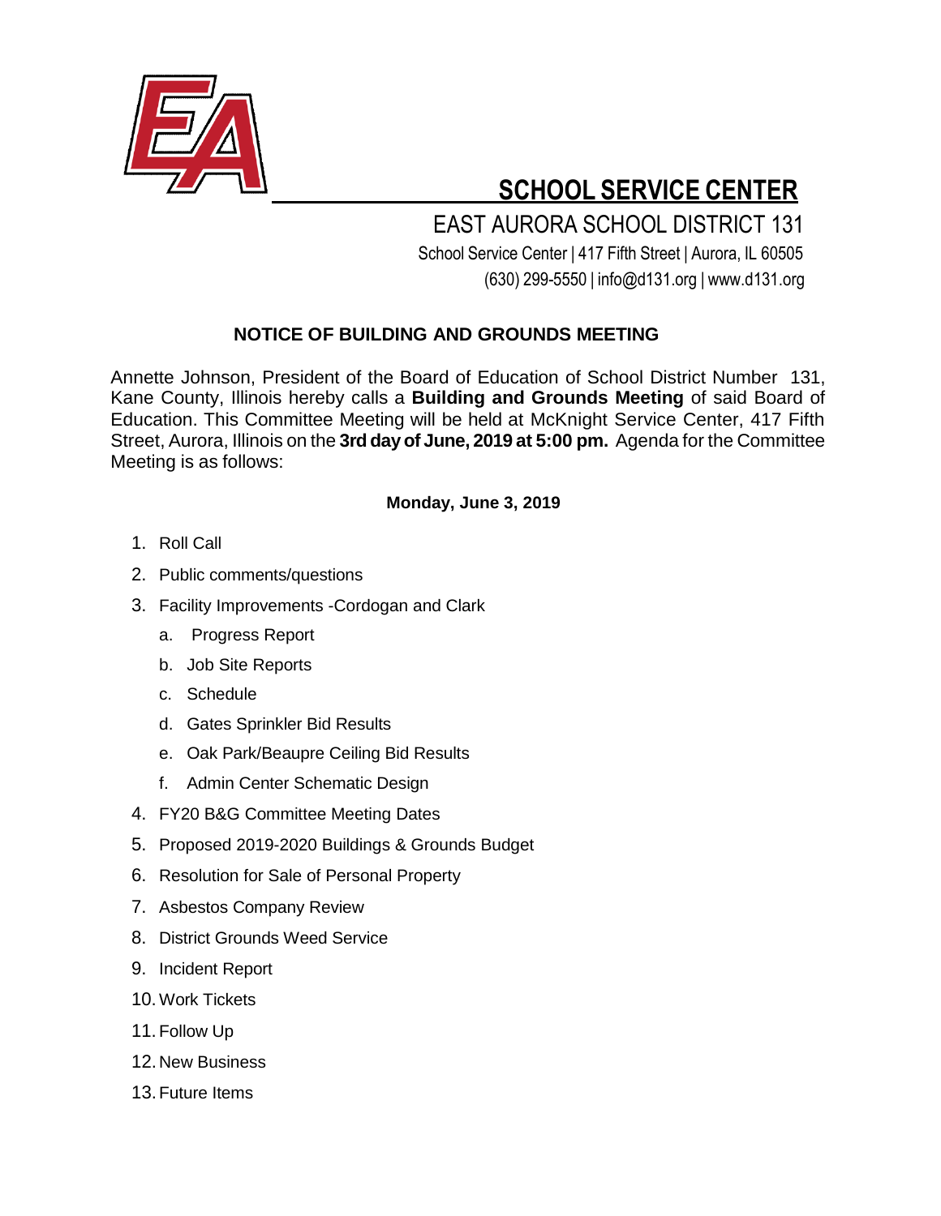# SCHOOL SERVICE CENTER

EAST AURORA SCHOOL DISTRICT 131

School Service Center | 417 Fifth Street | Aurora, IL 60505

(630) 299-5550 | info@d131.org | www.d131.org

## NOTICE OF BUILDING AND GROUNDS MEETING

Annette Johnson, President of the Board of Education of School District Number 131, Kane County, Illinois hereby calls a **Building and Grounds Meeting** of said Board of Education. This Committee Meeting will be held at McKnight Service Center, 417 Fifth Street, Aurora, Illinois on the **3rd day of June, 2019 at 5:00 pm.** Agenda for the Committee Meeting is as follows:

**Monday, June 3, 2019**

1. Roll Call
2. Public comments/questions
3. Facility Improvements -Cordogan and Clark
   a. Progress Report
   b. Job Site Reports
   c. Schedule
   d. Gates Sprinkler Bid Results
   e. Oak Park/Beaupre Ceiling Bid Results
   f. Admin Center Schematic Design
4. FY20 B&G Committee Meeting Dates
5. Proposed 2019-2020 Buildings & Grounds Budget
6. Resolution for Sale of Personal Property
7. Asbestos Company Review
8. District Grounds Weed Service
9. Incident Report
10. Work Tickets
11. Follow Up
12. New Business
13. Future Items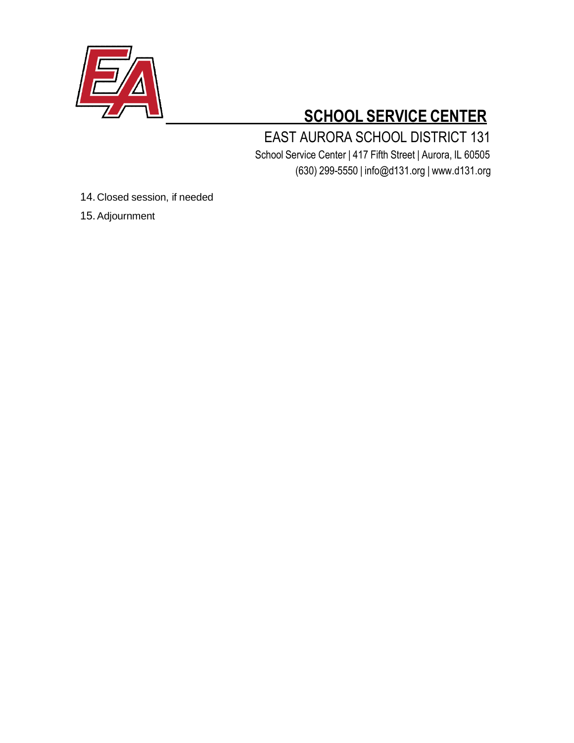# SCHOOL SERVICE CENTER

EAST AURORA SCHOOL DISTRICT 131

School Service Center | 417 Fifth Street | Aurora, IL 60505

(630) 299-5550 | info@d131.org | www.d131.org

14. Closed session, if needed
15. Adjournment